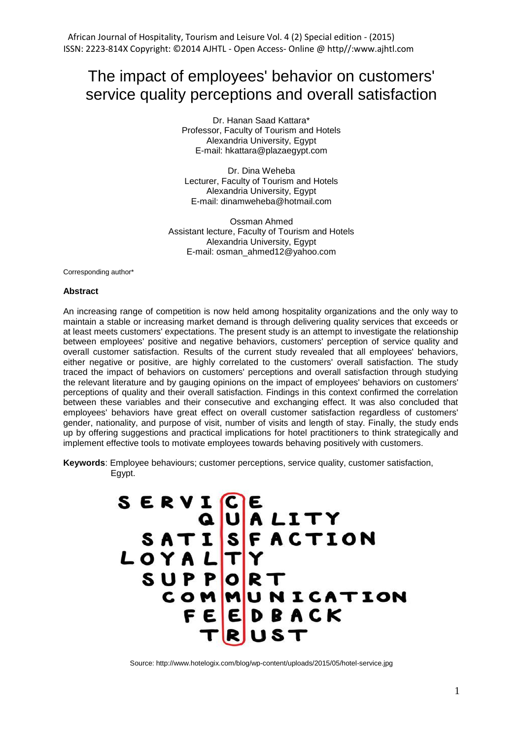# The impact of employees' behavior on customers' service quality perceptions and overall satisfaction

Dr. Hanan Saad Kattara*
Professor, Faculty of Tourism and Hotels
Alexandria University, Egypt
E-mail: hkattara@plazaegypt.com

Dr. Dina Weheba
Lecturer, Faculty of Tourism and Hotels
Alexandria University, Egypt
E-mail: dinamweheba@hotmail.com

Ossman Ahmed
Assistant lecture, Faculty of Tourism and Hotels
Alexandria University, Egypt
E-mail: osman_ahmed12@yahoo.com

Corresponding author*

**Abstract**

An increasing range of competition is now held among hospitality organizations and the only way to maintain a stable or increasing market demand is through delivering quality services that exceeds or at least meets customers' expectations. The present study is an attempt to investigate the relationship between employees' positive and negative behaviors, customers' perception of service quality and overall customer satisfaction. Results of the current study revealed that all employees' behaviors, either negative or positive, are highly correlated to the customers' overall satisfaction. The study traced the impact of behaviors on customers' perceptions and overall satisfaction through studying the relevant literature and by gauging opinions on the impact of employees' behaviors on customers' perceptions of quality and their overall satisfaction. Findings in this context confirmed the correlation between these variables and their consecutive and exchanging effect. It was also concluded that employees' behaviors have great effect on overall customer satisfaction regardless of customers' gender, nationality, and purpose of visit, number of visits and length of stay. Finally, the study ends up by offering suggestions and practical implications for hotel practitioners to think strategically and implement effective tools to motivate employees towards behaving positively with customers.

**Keywords**: Employee behaviours; customer perceptions, service quality, customer satisfaction, Egypt.

SERVICE
QUALITY
SATISFACTION
LOYALTY
SUPPORT
COMMUNICATION
FEEDBACK
TRUST

Source: http://www.hotelogix.com/blog/wp-content/uploads/2015/05/hotel-service.jpg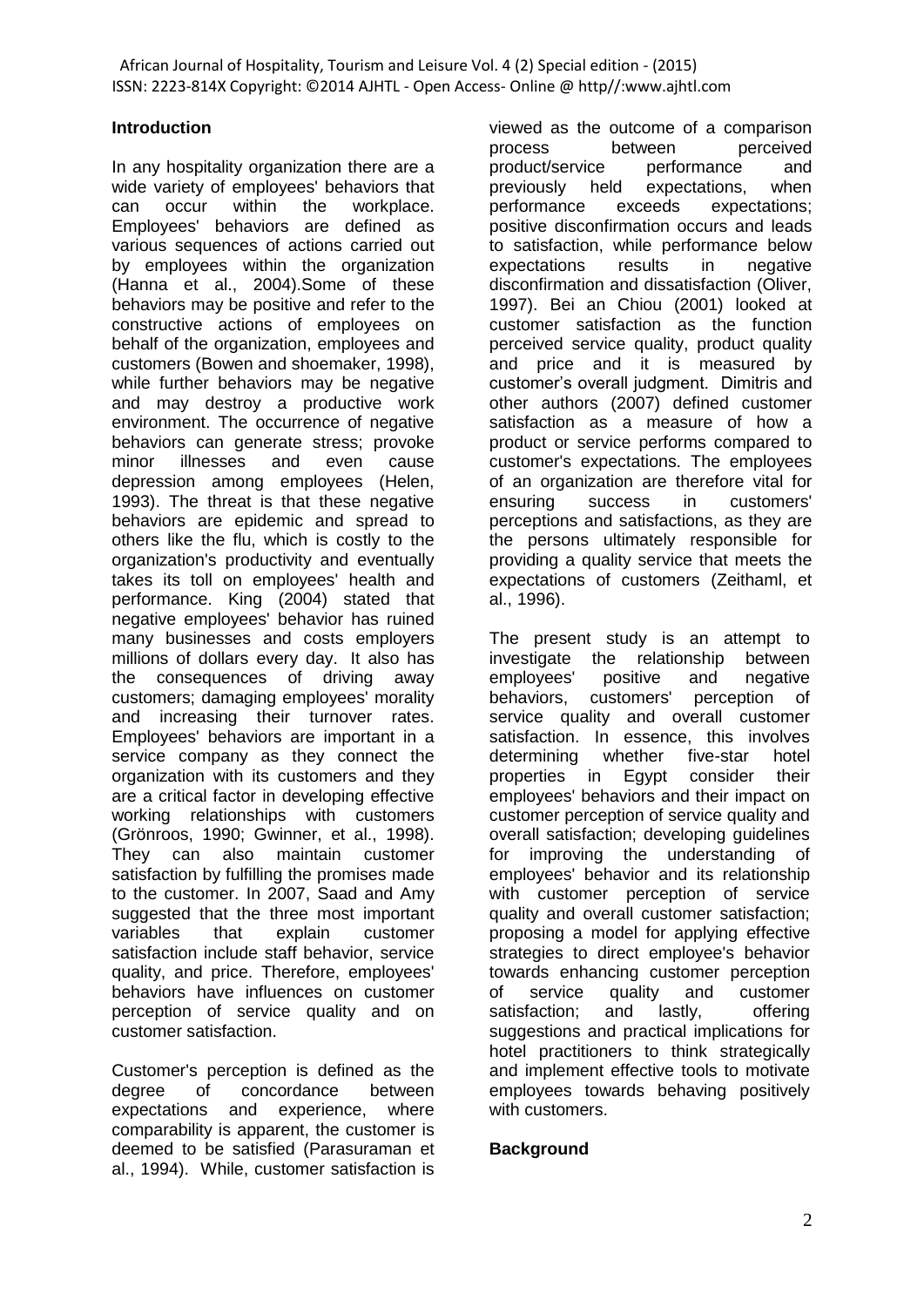## Introduction

In any hospitality organization there are a wide variety of employees' behaviors that can occur within the workplace. Employees' behaviors are defined as various sequences of actions carried out by employees within the organization (Hanna et al., 2004).Some of these behaviors may be positive and refer to the constructive actions of employees on behalf of the organization, employees and customers (Bowen and shoemaker, 1998), while further behaviors may be negative and may destroy a productive work environment. The occurrence of negative behaviors can generate stress; provoke minor illnesses and even cause depression among employees (Helen, 1993). The threat is that these negative behaviors are epidemic and spread to others like the flu, which is costly to the organization's productivity and eventually takes its toll on employees' health and performance. King (2004) stated that negative employees' behavior has ruined many businesses and costs employers millions of dollars every day. It also has the consequences of driving away customers; damaging employees' morality and increasing their turnover rates. Employees' behaviors are important in a service company as they connect the organization with its customers and they are a critical factor in developing effective working relationships with customers (Grönroos, 1990; Gwinner, et al., 1998). They can also maintain customer satisfaction by fulfilling the promises made to the customer. In 2007, Saad and Amy suggested that the three most important variables that explain customer satisfaction include staff behavior, service quality, and price. Therefore, employees' behaviors have influences on customer perception of service quality and on customer satisfaction.

Customer's perception is defined as the degree of concordance between expectations and experience, where comparability is apparent, the customer is deemed to be satisfied (Parasuraman et al., 1994). While, customer satisfaction is viewed as the outcome of a comparison process between perceived product/service performance and previously held expectations, when performance exceeds expectations; positive disconfirmation occurs and leads to satisfaction, while performance below expectations results in negative disconfirmation and dissatisfaction (Oliver, 1997). Bei an Chiou (2001) looked at customer satisfaction as the function perceived service quality, product quality and price and it is measured by customer's overall judgment. Dimitris and other authors (2007) defined customer satisfaction as a measure of how a product or service performs compared to customer's expectations. The employees of an organization are therefore vital for ensuring success in customers' perceptions and satisfactions, as they are the persons ultimately responsible for providing a quality service that meets the expectations of customers (Zeithaml, et al., 1996).

The present study is an attempt to investigate the relationship between employees' positive and negative behaviors, customers' perception of service quality and overall customer satisfaction. In essence, this involves determining whether five-star hotel properties in Egypt consider their employees' behaviors and their impact on customer perception of service quality and overall satisfaction; developing guidelines for improving the understanding of employees' behavior and its relationship with customer perception of service quality and overall customer satisfaction; proposing a model for applying effective strategies to direct employee's behavior towards enhancing customer perception of service quality and customer satisfaction; and lastly, offering suggestions and practical implications for hotel practitioners to think strategically and implement effective tools to motivate employees towards behaving positively with customers.

## Background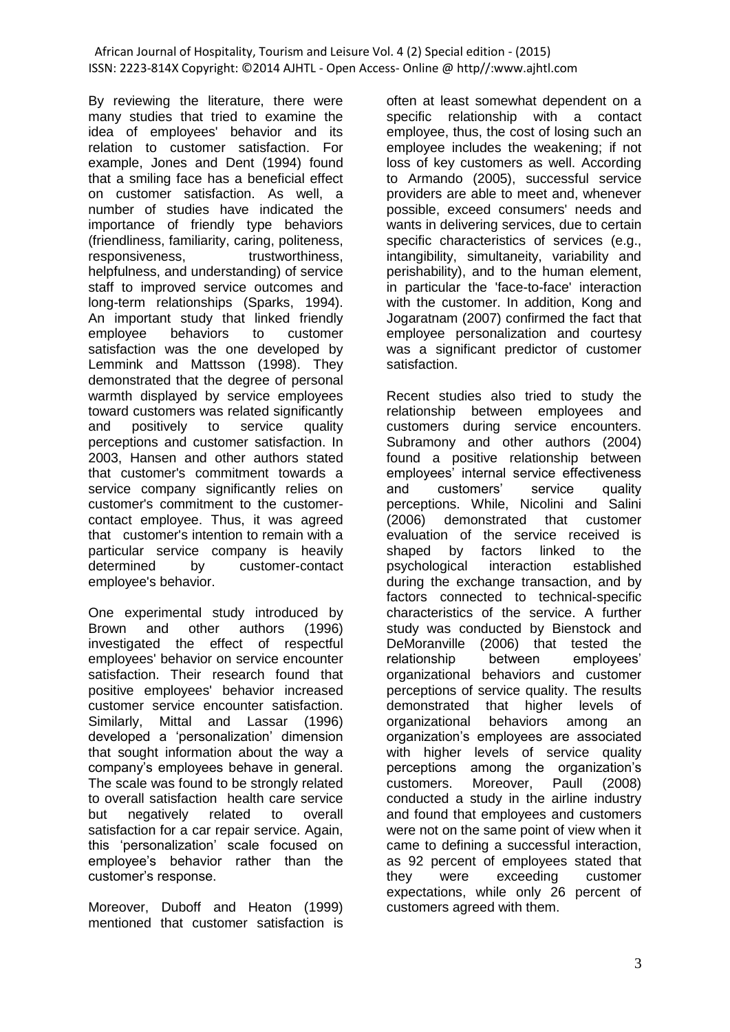By reviewing the literature, there were many studies that tried to examine the idea of employees' behavior and its relation to customer satisfaction. For example, Jones and Dent (1994) found that a smiling face has a beneficial effect on customer satisfaction. As well, a number of studies have indicated the importance of friendly type behaviors (friendliness, familiarity, caring, politeness, responsiveness, trustworthiness, helpfulness, and understanding) of service staff to improved service outcomes and long-term relationships (Sparks, 1994). An important study that linked friendly employee behaviors to customer satisfaction was the one developed by Lemmink and Mattsson (1998). They demonstrated that the degree of personal warmth displayed by service employees toward customers was related significantly and positively to service quality perceptions and customer satisfaction. In 2003, Hansen and other authors stated that customer's commitment towards a service company significantly relies on customer's commitment to the customer-contact employee. Thus, it was agreed that customer's intention to remain with a particular service company is heavily determined by customer-contact employee's behavior.

One experimental study introduced by Brown and other authors (1996) investigated the effect of respectful employees' behavior on service encounter satisfaction. Their research found that positive employees' behavior increased customer service encounter satisfaction. Similarly, Mittal and Lassar (1996) developed a 'personalization' dimension that sought information about the way a company's employees behave in general. The scale was found to be strongly related to overall satisfaction health care service but negatively related to overall satisfaction for a car repair service. Again, this 'personalization' scale focused on employee's behavior rather than the customer's response.

Moreover, Duboff and Heaton (1999) mentioned that customer satisfaction is often at least somewhat dependent on a specific relationship with a contact employee, thus, the cost of losing such an employee includes the weakening; if not loss of key customers as well. According to Armando (2005), successful service providers are able to meet and, whenever possible, exceed consumers' needs and wants in delivering services, due to certain specific characteristics of services (e.g., intangibility, simultaneity, variability and perishability), and to the human element, in particular the 'face-to-face' interaction with the customer. In addition, Kong and Jogaratnam (2007) confirmed the fact that employee personalization and courtesy was a significant predictor of customer satisfaction.

Recent studies also tried to study the relationship between employees and customers during service encounters. Subramony and other authors (2004) found a positive relationship between employees' internal service effectiveness and customers' service quality perceptions. While, Nicolini and Salini (2006) demonstrated that customer evaluation of the service received is shaped by factors linked to the psychological interaction established during the exchange transaction, and by factors connected to technical-specific characteristics of the service. A further study was conducted by Bienstock and DeMoranville (2006) that tested the relationship between employees' organizational behaviors and customer perceptions of service quality. The results demonstrated that higher levels of organizational behaviors among an organization's employees are associated with higher levels of service quality perceptions among the organization's customers. Moreover, Paull (2008) conducted a study in the airline industry and found that employees and customers were not on the same point of view when it came to defining a successful interaction, as 92 percent of employees stated that they were exceeding customer expectations, while only 26 percent of customers agreed with them.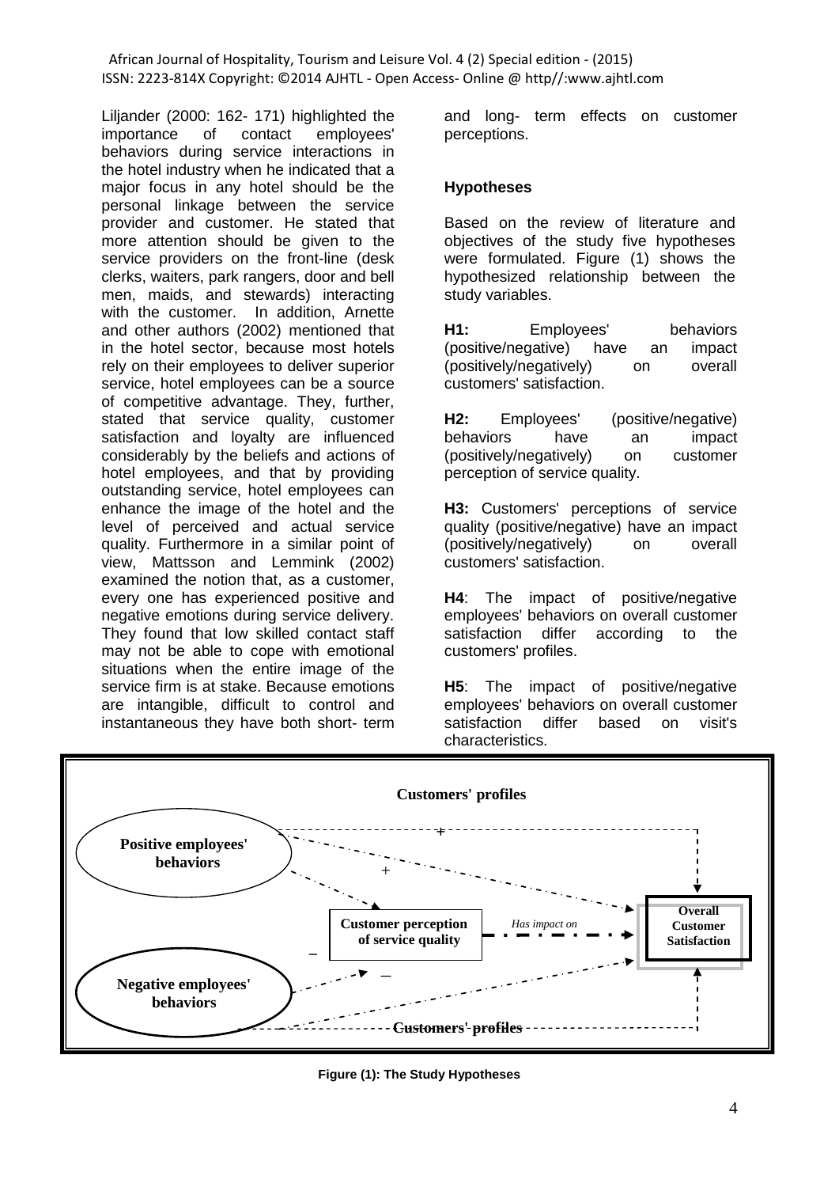Liljander (2000: 162- 171) highlighted the importance of contact employees' behaviors during service interactions in the hotel industry when he indicated that a major focus in any hotel should be the personal linkage between the service provider and customer. He stated that more attention should be given to the service providers on the front-line (desk clerks, waiters, park rangers, door and bell men, maids, and stewards) interacting with the customer. In addition, Arnette and other authors (2002) mentioned that in the hotel sector, because most hotels rely on their employees to deliver superior service, hotel employees can be a source of competitive advantage. They, further, stated that service quality, customer satisfaction and loyalty are influenced considerably by the beliefs and actions of hotel employees, and that by providing outstanding service, hotel employees can enhance the image of the hotel and the level of perceived and actual service quality. Furthermore in a similar point of view, Mattsson and Lemmink (2002) examined the notion that, as a customer, every one has experienced positive and negative emotions during service delivery. They found that low skilled contact staff may not be able to cope with emotional situations when the entire image of the service firm is at stake. Because emotions are intangible, difficult to control and instantaneous they have both short- term and long- term effects on customer perceptions.

### Hypotheses

Based on the review of literature and objectives of the study five hypotheses were formulated. Figure (1) shows the hypothesized relationship between the study variables.

**H1:** Employees' behaviors (positive/negative) have an impact (positively/negatively) on overall customers' satisfaction.

**H2:** Employees' (positive/negative) behaviors have an impact (positively/negatively) on customer perception of service quality.

**H3:** Customers' perceptions of service quality (positive/negative) have an impact (positively/negatively) on overall customers' satisfaction.

**H4**: The impact of positive/negative employees' behaviors on overall customer satisfaction differ according to the customers' profiles.

**H5**: The impact of positive/negative employees' behaviors on overall customer satisfaction differ based on visit's characteristics.

Customers' profiles

Positive employees' behaviors

Customer perception of service quality

*Has impact on*

Overall Customer Satisfaction

Negative employees' behaviors

Customers' profiles

**Figure (1): The Study Hypotheses**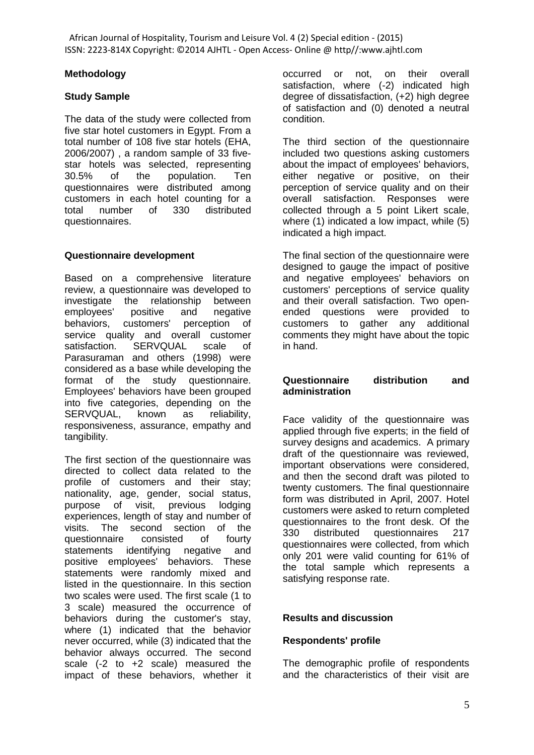## Methodology

### Study Sample

The data of the study were collected from five star hotel customers in Egypt. From a total number of 108 five star hotels (EHA, 2006/2007) , a random sample of 33 five-star hotels was selected, representing 30.5% of the population. Ten questionnaires were distributed among customers in each hotel counting for a total number of 330 distributed questionnaires.

### Questionnaire development

Based on a comprehensive literature review, a questionnaire was developed to investigate the relationship between employees' positive and negative behaviors, customers' perception of service quality and overall customer satisfaction. SERVQUAL scale of Parasuraman and others (1998) were considered as a base while developing the format of the study questionnaire. Employees' behaviors have been grouped into five categories, depending on the SERVQUAL, known as reliability, responsiveness, assurance, empathy and tangibility.

The first section of the questionnaire was directed to collect data related to the profile of customers and their stay; nationality, age, gender, social status, purpose of visit, previous lodging experiences, length of stay and number of visits. The second section of the questionnaire consisted of fourty statements identifying negative and positive employees' behaviors. These statements were randomly mixed and listed in the questionnaire. In this section two scales were used. The first scale (1 to 3 scale) measured the occurrence of behaviors during the customer's stay, where (1) indicated that the behavior never occurred, while (3) indicated that the behavior always occurred. The second scale (-2 to +2 scale) measured the impact of these behaviors, whether it occurred or not, on their overall satisfaction, where (-2) indicated high degree of dissatisfaction, (+2) high degree of satisfaction and (0) denoted a neutral condition.

The third section of the questionnaire included two questions asking customers about the impact of employees' behaviors, either negative or positive, on their perception of service quality and on their overall satisfaction. Responses were collected through a 5 point Likert scale, where (1) indicated a low impact, while (5) indicated a high impact.

The final section of the questionnaire were designed to gauge the impact of positive and negative employees' behaviors on customers' perceptions of service quality and their overall satisfaction. Two open-ended questions were provided to customers to gather any additional comments they might have about the topic in hand.

### Questionnaire distribution and administration

Face validity of the questionnaire was applied through five experts; in the field of survey designs and academics. A primary draft of the questionnaire was reviewed, important observations were considered, and then the second draft was piloted to twenty customers. The final questionnaire form was distributed in April, 2007. Hotel customers were asked to return completed questionnaires to the front desk. Of the 330 distributed questionnaires 217 questionnaires were collected, from which only 201 were valid counting for 61% of the total sample which represents a satisfying response rate.

## Results and discussion

### Respondents' profile

The demographic profile of respondents and the characteristics of their visit are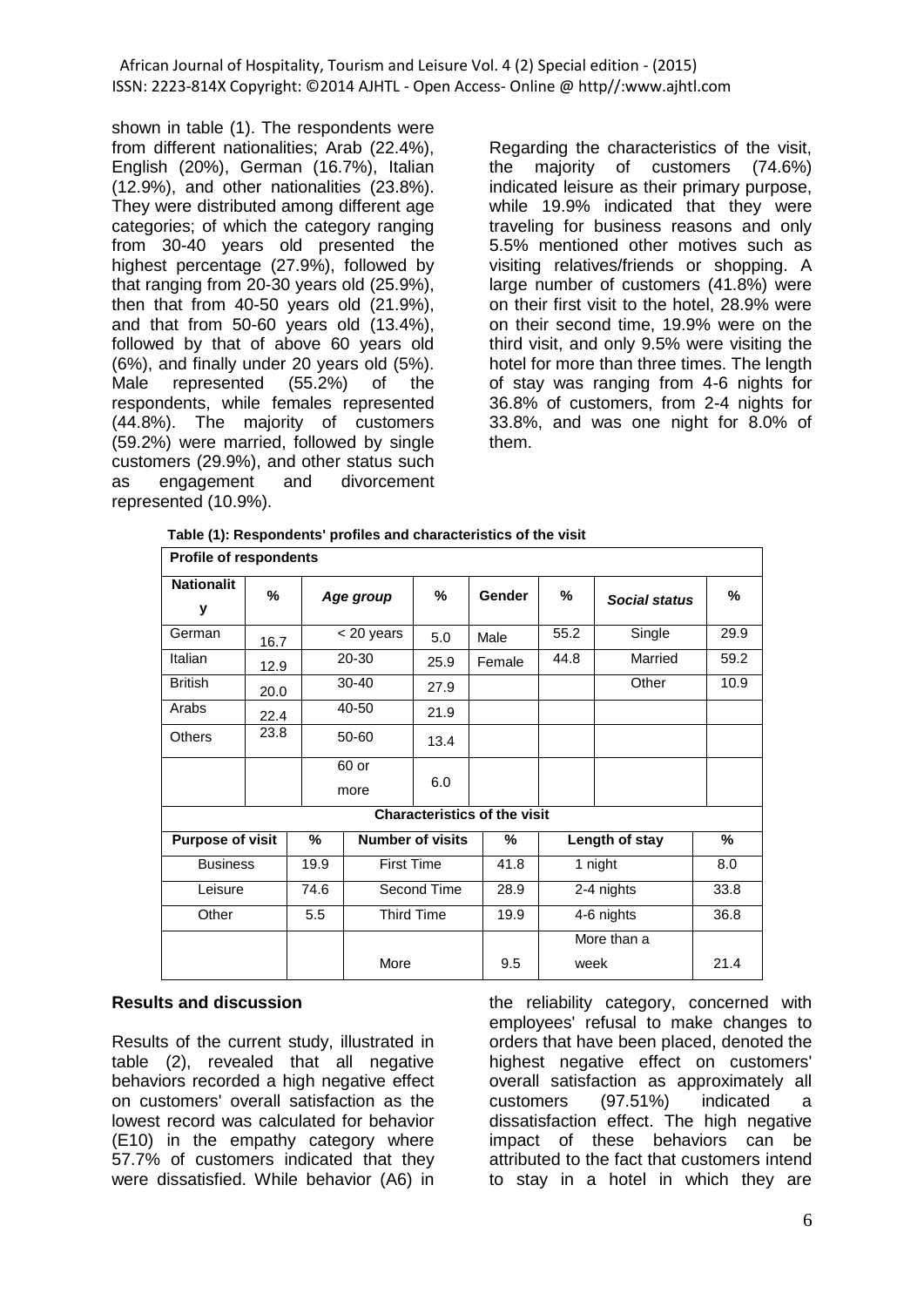shown in table (1). The respondents were from different nationalities; Arab (22.4%), English (20%), German (16.7%), Italian (12.9%), and other nationalities (23.8%). They were distributed among different age categories; of which the category ranging from 30-40 years old presented the highest percentage (27.9%), followed by that ranging from 20-30 years old (25.9%), then that from 40-50 years old (21.9%), and that from 50-60 years old (13.4%), followed by that of above 60 years old (6%), and finally under 20 years old (5%). Male represented (55.2%) of the respondents, while females represented (44.8%). The majority of customers (59.2%) were married, followed by single customers (29.9%), and other status such as engagement and divorcement represented (10.9%).

Regarding the characteristics of the visit, the majority of customers (74.6%) indicated leisure as their primary purpose, while 19.9% indicated that they were traveling for business reasons and only 5.5% mentioned other motives such as visiting relatives/friends or shopping. A large number of customers (41.8%) were on their first visit to the hotel, 28.9% were on their second time, 19.9% were on the third visit, and only 9.5% were visiting the hotel for more than three times. The length of stay was ranging from 4-6 nights for 36.8% of customers, from 2-4 nights for 33.8%, and was one night for 8.0% of them.

**Table (1): Respondents' profiles and characteristics of the visit**

| **Profile of respondents** | | | | | | | |
|---|---|---|---|---|---|---|---|
| **Nationality** | **%** | ***Age group*** | **%** | **Gender** | **%** | ***Social status*** | **%** |
| German | 16.7 | < 20 years | 5.0 | Male | 55.2 | Single | 29.9 |
| Italian | 12.9 | 20-30 | 25.9 | Female | 44.8 | Married | 59.2 |
| British | 20.0 | 30-40 | 27.9 | | | Other | 10.9 |
| Arabs | 22.4 | 40-50 | 21.9 | | | | |
| Others | 23.8 | 50-60 | 13.4 | | | | |
| | | 60 or more | 6.0 | | | | |

| **Characteristics of the visit** | | | | | |
|---|---|---|---|---|---|
| **Purpose of visit** | **%** | **Number of visits** | **%** | **Length of stay** | **%** |
| Business | 19.9 | First Time | 41.8 | 1 night | 8.0 |
| Leisure | 74.6 | Second Time | 28.9 | 2-4 nights | 33.8 |
| Other | 5.5 | Third Time | 19.9 | 4-6 nights | 36.8 |
| | | More | 9.5 | More than a week | 21.4 |

## Results and discussion

Results of the current study, illustrated in table (2), revealed that all negative behaviors recorded a high negative effect on customers' overall satisfaction as the lowest record was calculated for behavior (E10) in the empathy category where 57.7% of customers indicated that they were dissatisfied. While behavior (A6) in the reliability category, concerned with employees' refusal to make changes to orders that have been placed, denoted the highest negative effect on customers' overall satisfaction as approximately all customers (97.51%) indicated a dissatisfaction effect. The high negative impact of these behaviors can be attributed to the fact that customers intend to stay in a hotel in which they are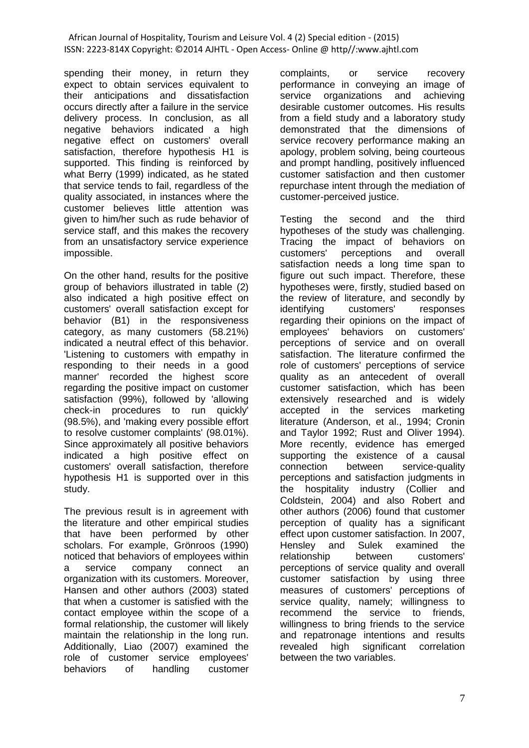spending their money, in return they expect to obtain services equivalent to their anticipations and dissatisfaction occurs directly after a failure in the service delivery process. In conclusion, as all negative behaviors indicated a high negative effect on customers' overall satisfaction, therefore hypothesis H1 is supported. This finding is reinforced by what Berry (1999) indicated, as he stated that service tends to fail, regardless of the quality associated, in instances where the customer believes little attention was given to him/her such as rude behavior of service staff, and this makes the recovery from an unsatisfactory service experience impossible.

On the other hand, results for the positive group of behaviors illustrated in table (2) also indicated a high positive effect on customers' overall satisfaction except for behavior (B1) in the responsiveness category, as many customers (58.21%) indicated a neutral effect of this behavior. 'Listening to customers with empathy in responding to their needs in a good manner' recorded the highest score regarding the positive impact on customer satisfaction (99%), followed by 'allowing check-in procedures to run quickly' (98.5%), and 'making every possible effort to resolve customer complaints' (98.01%). Since approximately all positive behaviors indicated a high positive effect on customers' overall satisfaction, therefore hypothesis H1 is supported over in this study.

The previous result is in agreement with the literature and other empirical studies that have been performed by other scholars. For example, Grönroos (1990) noticed that behaviors of employees within a service company connect an organization with its customers. Moreover, Hansen and other authors (2003) stated that when a customer is satisfied with the contact employee within the scope of a formal relationship, the customer will likely maintain the relationship in the long run. Additionally, Liao (2007) examined the role of customer service employees' behaviors of handling customer complaints, or service recovery performance in conveying an image of service organizations and achieving desirable customer outcomes. His results from a field study and a laboratory study demonstrated that the dimensions of service recovery performance making an apology, problem solving, being courteous and prompt handling, positively influenced customer satisfaction and then customer repurchase intent through the mediation of customer-perceived justice.

Testing the second and the third hypotheses of the study was challenging. Tracing the impact of behaviors on customers' perceptions and overall satisfaction needs a long time span to figure out such impact. Therefore, these hypotheses were, firstly, studied based on the review of literature, and secondly by identifying customers' responses regarding their opinions on the impact of employees' behaviors on customers' perceptions of service and on overall satisfaction. The literature confirmed the role of customers' perceptions of service quality as an antecedent of overall customer satisfaction, which has been extensively researched and is widely accepted in the services marketing literature (Anderson, et al., 1994; Cronin and Taylor 1992; Rust and Oliver 1994). More recently, evidence has emerged supporting the existence of a causal connection between service-quality perceptions and satisfaction judgments in the hospitality industry (Collier and Coldstein, 2004) and also Robert and other authors (2006) found that customer perception of quality has a significant effect upon customer satisfaction. In 2007, Hensley and Sulek examined the relationship between customers' perceptions of service quality and overall customer satisfaction by using three measures of customers' perceptions of service quality, namely; willingness to recommend the service to friends, willingness to bring friends to the service and repatronage intentions and results revealed high significant correlation between the two variables.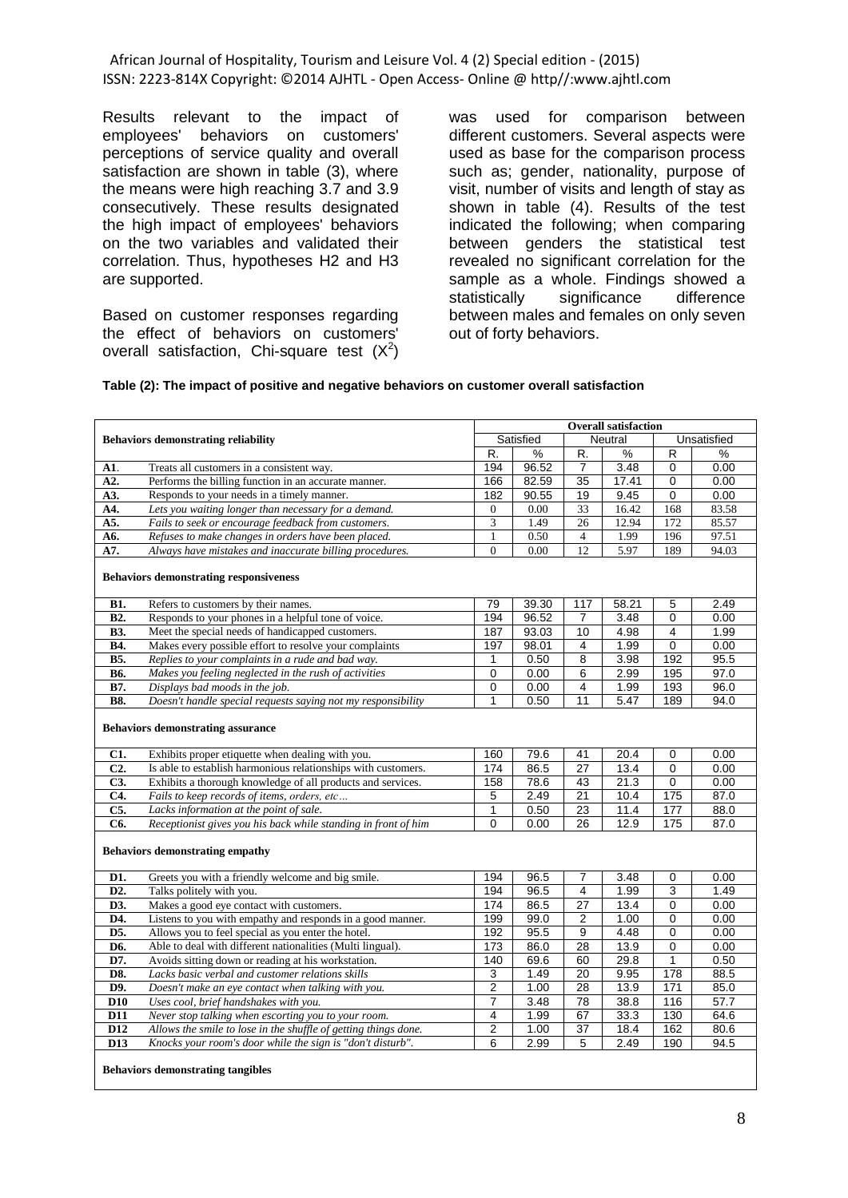Results relevant to the impact of employees' behaviors on customers' perceptions of service quality and overall satisfaction are shown in table (3), where the means were high reaching 3.7 and 3.9 consecutively. These results designated the high impact of employees' behaviors on the two variables and validated their correlation. Thus, hypotheses H2 and H3 are supported.

Based on customer responses regarding the effect of behaviors on customers' overall satisfaction, Chi-square test ($X^2$) was used for comparison between different customers. Several aspects were used as base for the comparison process such as; gender, nationality, purpose of visit, number of visits and length of stay as shown in table (4). Results of the test indicated the following; when comparing between genders the statistical test revealed no significant correlation for the sample as a whole. Findings showed a statistically significance difference between males and females on only seven out of forty behaviors.

**Table (2): The impact of positive and negative behaviors on customer overall satisfaction**

| | | Overall satisfaction | | | | | |
|---|---|---|---|---|---|---|---|
| **Behaviors demonstrating reliability** | | Satisfied | | Neutral | | Unsatisfied | |
| | | R. | % | R. | % | R | % |
| **A1**. | Treats all customers in a consistent way. | 194 | 96.52 | 7 | 3.48 | 0 | 0.00 |
| **A2.** | Performs the billing function in an accurate manner. | 166 | 82.59 | 35 | 17.41 | 0 | 0.00 |
| **A3.** | Responds to your needs in a timely manner. | 182 | 90.55 | 19 | 9.45 | 0 | 0.00 |
| **A4.** | *Lets you waiting longer than necessary for a demand.* | 0 | 0.00 | 33 | 16.42 | 168 | 83.58 |
| **A5.** | *Fails to seek or encourage feedback from customers.* | 3 | 1.49 | 26 | 12.94 | 172 | 85.57 |
| **A6.** | *Refuses to make changes in orders have been placed.* | 1 | 0.50 | 4 | 1.99 | 196 | 97.51 |
| **A7.** | *Always have mistakes and inaccurate billing procedures.* | 0 | 0.00 | 12 | 5.97 | 189 | 94.03 |
| **Behaviors demonstrating responsiveness** | | | | | | | |
| **B1.** | Refers to customers by their names. | 79 | 39.30 | 117 | 58.21 | 5 | 2.49 |
| **B2.** | Responds to your phones in a helpful tone of voice. | 194 | 96.52 | 7 | 3.48 | 0 | 0.00 |
| **B3.** | Meet the special needs of handicapped customers. | 187 | 93.03 | 10 | 4.98 | 4 | 1.99 |
| **B4.** | Makes every possible effort to resolve your complaints | 197 | 98.01 | 4 | 1.99 | 0 | 0.00 |
| **B5.** | *Replies to your complaints in a rude and bad way.* | 1 | 0.50 | 8 | 3.98 | 192 | 95.5 |
| **B6.** | *Makes you feeling neglected in the rush of activities* | 0 | 0.00 | 6 | 2.99 | 195 | 97.0 |
| **B7.** | *Displays bad moods in the job.* | 0 | 0.00 | 4 | 1.99 | 193 | 96.0 |
| **B8.** | *Doesn't handle special requests saying not my responsibility* | 1 | 0.50 | 11 | 5.47 | 189 | 94.0 |
| **Behaviors demonstrating assurance** | | | | | | | |
| **C1.** | Exhibits proper etiquette when dealing with you. | 160 | 79.6 | 41 | 20.4 | 0 | 0.00 |
| **C2.** | Is able to establish harmonious relationships with customers. | 174 | 86.5 | 27 | 13.4 | 0 | 0.00 |
| **C3.** | Exhibits a thorough knowledge of all products and services. | 158 | 78.6 | 43 | 21.3 | 0 | 0.00 |
| **C4.** | *Fails to keep records of items, orders, etc…* | 5 | 2.49 | 21 | 10.4 | 175 | 87.0 |
| **C5.** | *Lacks information at the point of sale.* | 1 | 0.50 | 23 | 11.4 | 177 | 88.0 |
| **C6.** | *Receptionist gives you his back while standing in front of him* | 0 | 0.00 | 26 | 12.9 | 175 | 87.0 |
| **Behaviors demonstrating empathy** | | | | | | | |
| **D1.** | Greets you with a friendly welcome and big smile. | 194 | 96.5 | 7 | 3.48 | 0 | 0.00 |
| **D2.** | Talks politely with you. | 194 | 96.5 | 4 | 1.99 | 3 | 1.49 |
| **D3.** | Makes a good eye contact with customers. | 174 | 86.5 | 27 | 13.4 | 0 | 0.00 |
| **D4.** | Listens to you with empathy and responds in a good manner. | 199 | 99.0 | 2 | 1.00 | 0 | 0.00 |
| **D5.** | Allows you to feel special as you enter the hotel. | 192 | 95.5 | 9 | 4.48 | 0 | 0.00 |
| **D6.** | Able to deal with different nationalities (Multi lingual). | 173 | 86.0 | 28 | 13.9 | 0 | 0.00 |
| **D7.** | Avoids sitting down or reading at his workstation. | 140 | 69.6 | 60 | 29.8 | 1 | 0.50 |
| **D8.** | *Lacks basic verbal and customer relations skills* | 3 | 1.49 | 20 | 9.95 | 178 | 88.5 |
| **D9.** | *Doesn't make an eye contact when talking with you.* | 2 | 1.00 | 28 | 13.9 | 171 | 85.0 |
| **D10** | *Uses cool, brief handshakes with you.* | 7 | 3.48 | 78 | 38.8 | 116 | 57.7 |
| **D11** | *Never stop talking when escorting you to your room.* | 4 | 1.99 | 67 | 33.3 | 130 | 64.6 |
| **D12** | *Allows the smile to lose in the shuffle of getting things done.* | 2 | 1.00 | 37 | 18.4 | 162 | 80.6 |
| **D13** | *Knocks your room's door while the sign is "don't disturb".* | 6 | 2.99 | 5 | 2.49 | 190 | 94.5 |
| **Behaviors demonstrating tangibles** | | | | | | | |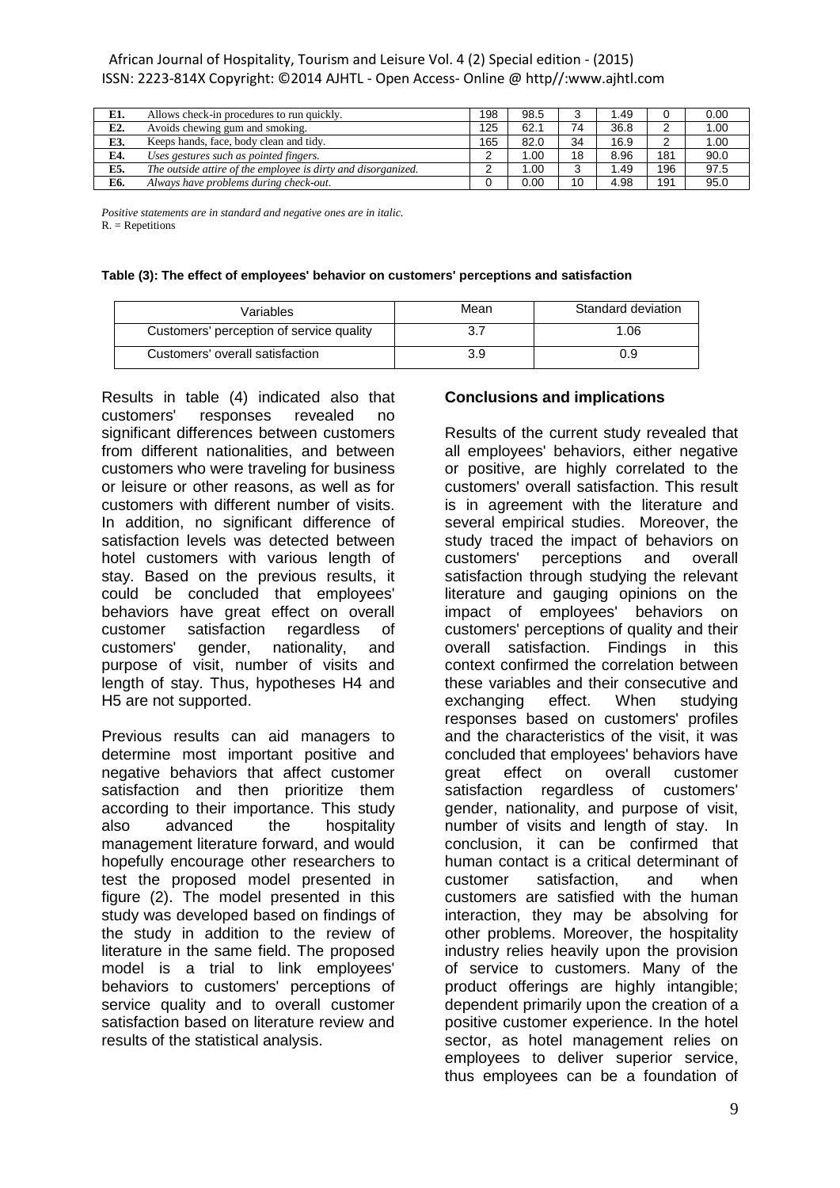| | | | | | | | |
|---|---|---|---|---|---|---|---|
| **E1.** | Allows check-in procedures to run quickly. | 198 | 98.5 | 3 | 1.49 | 0 | 0.00 |
| **E2.** | Avoids chewing gum and smoking. | 125 | 62.1 | 74 | 36.8 | 2 | 1.00 |
| **E3.** | Keeps hands, face, body clean and tidy. | 165 | 82.0 | 34 | 16.9 | 2 | 1.00 |
| **E4.** | *Uses gestures such as pointed fingers.* | 2 | 1.00 | 18 | 8.96 | 181 | 90.0 |
| **E5.** | *The outside attire of the employee is dirty and disorganized.* | 2 | 1.00 | 3 | 1.49 | 196 | 97.5 |
| **E6.** | *Always have problems during check-out.* | 0 | 0.00 | 10 | 4.98 | 191 | 95.0 |

*Positive statements are in standard and negative ones are in italic.*
R. = Repetitions

**Table (3): The effect of employees' behavior on customers' perceptions and satisfaction**

| Variables | Mean | Standard deviation |
|---|---|---|
| Customers' perception of service quality | 3.7 | 1.06 |
| Customers' overall satisfaction | 3.9 | 0.9 |

Results in table (4) indicated also that customers' responses revealed no significant differences between customers from different nationalities, and between customers who were traveling for business or leisure or other reasons, as well as for customers with different number of visits. In addition, no significant difference of satisfaction levels was detected between hotel customers with various length of stay. Based on the previous results, it could be concluded that employees' behaviors have great effect on overall customer satisfaction regardless of customers' gender, nationality, and purpose of visit, number of visits and length of stay. Thus, hypotheses H4 and H5 are not supported.

Previous results can aid managers to determine most important positive and negative behaviors that affect customer satisfaction and then prioritize them according to their importance. This study also advanced the hospitality management literature forward, and would hopefully encourage other researchers to test the proposed model presented in figure (2). The model presented in this study was developed based on findings of the study in addition to the review of literature in the same field. The proposed model is a trial to link employees' behaviors to customers' perceptions of service quality and to overall customer satisfaction based on literature review and results of the statistical analysis.

## Conclusions and implications

Results of the current study revealed that all employees' behaviors, either negative or positive, are highly correlated to the customers' overall satisfaction. This result is in agreement with the literature and several empirical studies. Moreover, the study traced the impact of behaviors on customers' perceptions and overall satisfaction through studying the relevant literature and gauging opinions on the impact of employees' behaviors on customers' perceptions of quality and their overall satisfaction. Findings in this context confirmed the correlation between these variables and their consecutive and exchanging effect. When studying responses based on customers' profiles and the characteristics of the visit, it was concluded that employees' behaviors have great effect on overall customer satisfaction regardless of customers' gender, nationality, and purpose of visit, number of visits and length of stay. In conclusion, it can be confirmed that human contact is a critical determinant of customer satisfaction, and when customers are satisfied with the human interaction, they may be absolving for other problems. Moreover, the hospitality industry relies heavily upon the provision of service to customers. Many of the product offerings are highly intangible; dependent primarily upon the creation of a positive customer experience. In the hotel sector, as hotel management relies on employees to deliver superior service, thus employees can be a foundation of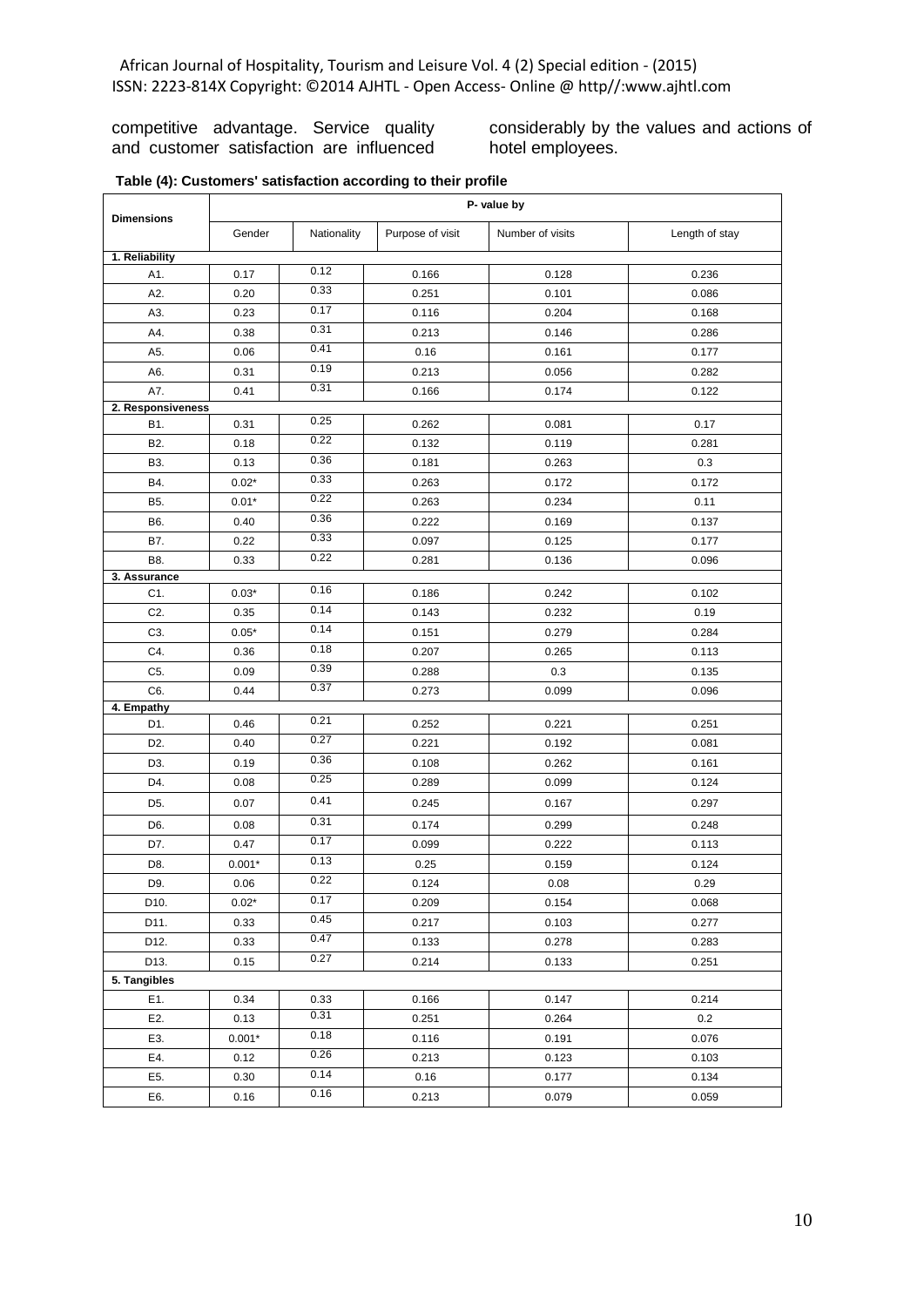competitive advantage. Service quality and customer satisfaction are influenced considerably by the values and actions of hotel employees.

**Table (4): Customers' satisfaction according to their profile**

| Dimensions | P- value by | | | | |
|---|---|---|---|---|---|
| | Gender | Nationality | Purpose of visit | Number of visits | Length of stay |
| **1. Reliability** | | | | | |
| A1. | 0.17 | 0.12 | 0.166 | 0.128 | 0.236 |
| A2. | 0.20 | 0.33 | 0.251 | 0.101 | 0.086 |
| A3. | 0.23 | 0.17 | 0.116 | 0.204 | 0.168 |
| A4. | 0.38 | 0.31 | 0.213 | 0.146 | 0.286 |
| A5. | 0.06 | 0.41 | 0.16 | 0.161 | 0.177 |
| A6. | 0.31 | 0.19 | 0.213 | 0.056 | 0.282 |
| A7. | 0.41 | 0.31 | 0.166 | 0.174 | 0.122 |
| **2. Responsiveness** | | | | | |
| B1. | 0.31 | 0.25 | 0.262 | 0.081 | 0.17 |
| B2. | 0.18 | 0.22 | 0.132 | 0.119 | 0.281 |
| B3. | 0.13 | 0.36 | 0.181 | 0.263 | 0.3 |
| B4. | 0.02* | 0.33 | 0.263 | 0.172 | 0.172 |
| B5. | 0.01* | 0.22 | 0.263 | 0.234 | 0.11 |
| B6. | 0.40 | 0.36 | 0.222 | 0.169 | 0.137 |
| B7. | 0.22 | 0.33 | 0.097 | 0.125 | 0.177 |
| B8. | 0.33 | 0.22 | 0.281 | 0.136 | 0.096 |
| **3. Assurance** | | | | | |
| C1. | 0.03* | 0.16 | 0.186 | 0.242 | 0.102 |
| C2. | 0.35 | 0.14 | 0.143 | 0.232 | 0.19 |
| C3. | 0.05* | 0.14 | 0.151 | 0.279 | 0.284 |
| C4. | 0.36 | 0.18 | 0.207 | 0.265 | 0.113 |
| C5. | 0.09 | 0.39 | 0.288 | 0.3 | 0.135 |
| C6. | 0.44 | 0.37 | 0.273 | 0.099 | 0.096 |
| **4. Empathy** | | | | | |
| D1. | 0.46 | 0.21 | 0.252 | 0.221 | 0.251 |
| D2. | 0.40 | 0.27 | 0.221 | 0.192 | 0.081 |
| D3. | 0.19 | 0.36 | 0.108 | 0.262 | 0.161 |
| D4. | 0.08 | 0.25 | 0.289 | 0.099 | 0.124 |
| D5. | 0.07 | 0.41 | 0.245 | 0.167 | 0.297 |
| D6. | 0.08 | 0.31 | 0.174 | 0.299 | 0.248 |
| D7. | 0.47 | 0.17 | 0.099 | 0.222 | 0.113 |
| D8. | 0.001* | 0.13 | 0.25 | 0.159 | 0.124 |
| D9. | 0.06 | 0.22 | 0.124 | 0.08 | 0.29 |
| D10. | 0.02* | 0.17 | 0.209 | 0.154 | 0.068 |
| D11. | 0.33 | 0.45 | 0.217 | 0.103 | 0.277 |
| D12. | 0.33 | 0.47 | 0.133 | 0.278 | 0.283 |
| D13. | 0.15 | 0.27 | 0.214 | 0.133 | 0.251 |
| **5. Tangibles** | | | | | |
| E1. | 0.34 | 0.33 | 0.166 | 0.147 | 0.214 |
| E2. | 0.13 | 0.31 | 0.251 | 0.264 | 0.2 |
| E3. | 0.001* | 0.18 | 0.116 | 0.191 | 0.076 |
| E4. | 0.12 | 0.26 | 0.213 | 0.123 | 0.103 |
| E5. | 0.30 | 0.14 | 0.16 | 0.177 | 0.134 |
| E6. | 0.16 | 0.16 | 0.213 | 0.079 | 0.059 |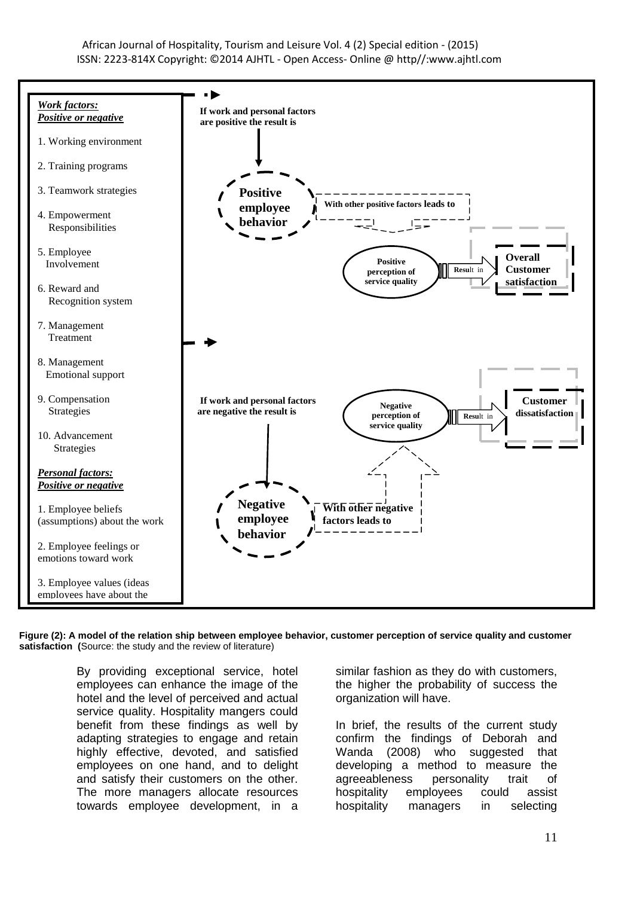*Work factors:*
*Positive or negative*

1. Working environment
2. Training programs
3. Teamwork strategies
4. Empowerment Responsibilities
5. Employee Involvement
6. Reward and Recognition system
7. Management Treatment
8. Management Emotional support
9. Compensation Strategies
10. Advancement Strategies

*Personal factors:*
*Positive or negative*

1. Employee beliefs (assumptions) about the work
2. Employee feelings or emotions toward work
3. Employee values (ideas employees have about the

**If work and personal factors are positive the result is** → **Positive employee behavior** → **With other positive factors leads to** → **Positive perception of service quality** → **Result in** → **Overall Customer satisfaction**

**If work and personal factors are negative the result is** → **Negative employee behavior** → **With other negative factors leads to** → **Negative perception of service quality** → **Result in** → **Customer dissatisfaction**

**Figure (2): A model of the relation ship between employee behavior, customer perception of service quality and customer satisfaction (**Source: the study and the review of literature)

By providing exceptional service, hotel employees can enhance the image of the hotel and the level of perceived and actual service quality. Hospitality mangers could benefit from these findings as well by adapting strategies to engage and retain highly effective, devoted, and satisfied employees on one hand, and to delight and satisfy their customers on the other. The more managers allocate resources towards employee development, in a similar fashion as they do with customers, the higher the probability of success the organization will have.

In brief, the results of the current study confirm the findings of Deborah and Wanda (2008) who suggested that developing a method to measure the agreeableness personality trait of hospitality employees could assist hospitality managers in selecting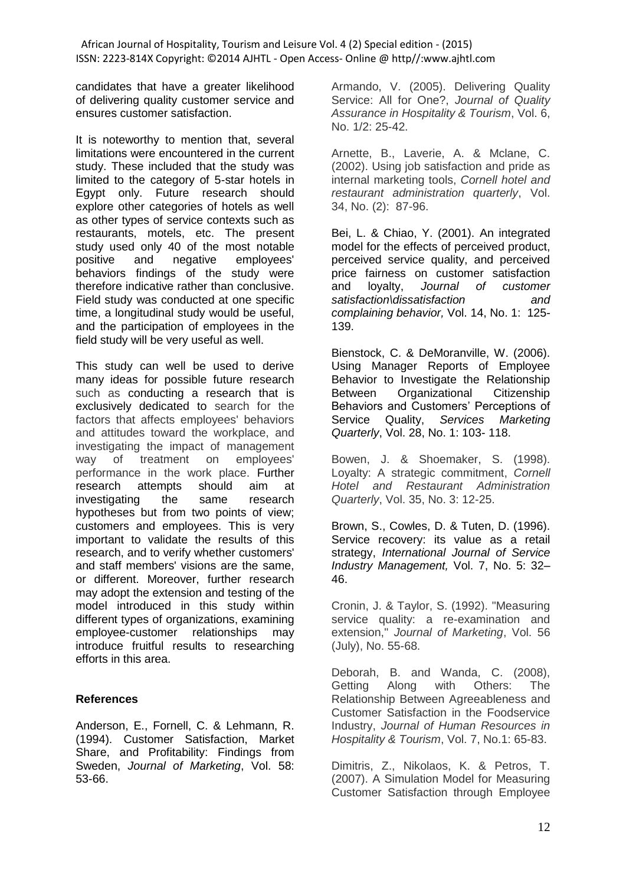candidates that have a greater likelihood of delivering quality customer service and ensures customer satisfaction.

It is noteworthy to mention that, several limitations were encountered in the current study. These included that the study was limited to the category of 5-star hotels in Egypt only. Future research should explore other categories of hotels as well as other types of service contexts such as restaurants, motels, etc. The present study used only 40 of the most notable positive and negative employees' behaviors findings of the study were therefore indicative rather than conclusive. Field study was conducted at one specific time, a longitudinal study would be useful, and the participation of employees in the field study will be very useful as well.

This study can well be used to derive many ideas for possible future research such as conducting a research that is exclusively dedicated to search for the factors that affects employees' behaviors and attitudes toward the workplace, and investigating the impact of management way of treatment on employees' performance in the work place. Further research attempts should aim at investigating the same research hypotheses but from two points of view; customers and employees. This is very important to validate the results of this research, and to verify whether customers' and staff members' visions are the same, or different. Moreover, further research may adopt the extension and testing of the model introduced in this study within different types of organizations, examining employee-customer relationships may introduce fruitful results to researching efforts in this area.

## References

Anderson, E., Fornell, C. & Lehmann, R. (1994). Customer Satisfaction, Market Share, and Profitability: Findings from Sweden, *Journal of Marketing*, Vol. 58: 53-66.

Armando, V. (2005). Delivering Quality Service: All for One?, *Journal of Quality Assurance in Hospitality & Tourism*, Vol. 6, No. 1/2: 25-42.

Arnette, B., Laverie, A. & Mclane, C. (2002). Using job satisfaction and pride as internal marketing tools, *Cornell hotel and restaurant administration quarterly*, Vol. 34, No. (2): 87-96.

Bei, L. & Chiao, Y. (2001). An integrated model for the effects of perceived product, perceived service quality, and perceived price fairness on customer satisfaction and loyalty, *Journal of customer satisfaction\dissatisfaction and complaining behavior,* Vol. 14, No. 1: 125-139.

Bienstock, C. & DeMoranville, W. (2006). Using Manager Reports of Employee Behavior to Investigate the Relationship Between Organizational Citizenship Behaviors and Customers' Perceptions of Service Quality, *Services Marketing Quarterly*, Vol. 28, No. 1: 103- 118.

Bowen, J. & Shoemaker, S. (1998). Loyalty: A strategic commitment, *Cornell Hotel and Restaurant Administration Quarterly*, Vol. 35, No. 3: 12-25.

Brown, S., Cowles, D. & Tuten, D. (1996). Service recovery: its value as a retail strategy, *International Journal of Service Industry Management,* Vol. 7, No. 5: 32–46.

Cronin, J. & Taylor, S. (1992). "Measuring service quality: a re-examination and extension," *Journal of Marketing*, Vol. 56 (July), No. 55-68.

Deborah, B. and Wanda, C. (2008), Getting Along with Others: The Relationship Between Agreeableness and Customer Satisfaction in the Foodservice Industry, *Journal of Human Resources in Hospitality & Tourism*, Vol. 7, No.1: 65-83.

Dimitris, Z., Nikolaos, K. & Petros, T. (2007). A Simulation Model for Measuring Customer Satisfaction through Employee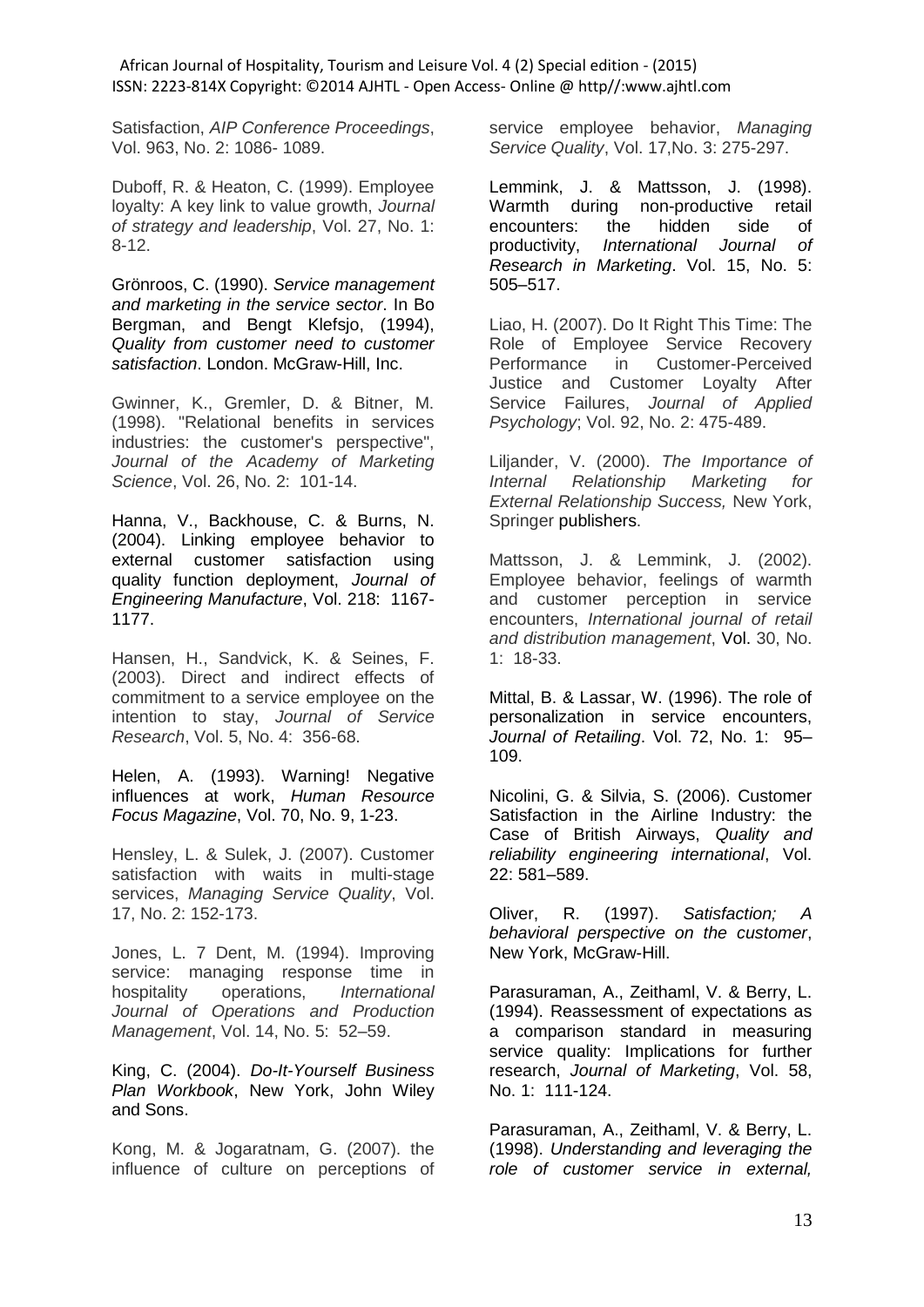Satisfaction, *AIP Conference Proceedings*, Vol. 963, No. 2: 1086- 1089.

Duboff, R. & Heaton, C. (1999). Employee loyalty: A key link to value growth, *Journal of strategy and leadership*, Vol. 27, No. 1: 8-12.

Grönroos, C. (1990). *Service management and marketing in the service sector*. In Bo Bergman, and Bengt Klefsjo, (1994), *Quality from customer need to customer satisfaction*. London. McGraw-Hill, Inc.

Gwinner, K., Gremler, D. & Bitner, M. (1998). "Relational benefits in services industries: the customer's perspective", *Journal of the Academy of Marketing Science*, Vol. 26, No. 2: 101-14.

Hanna, V., Backhouse, C. & Burns, N. (2004). Linking employee behavior to external customer satisfaction using quality function deployment, *Journal of Engineering Manufacture*, Vol. 218: 1167-1177.

Hansen, H., Sandvick, K. & Seines, F. (2003). Direct and indirect effects of commitment to a service employee on the intention to stay, *Journal of Service Research*, Vol. 5, No. 4: 356-68.

Helen, A. (1993). Warning! Negative influences at work, *Human Resource Focus Magazine*, Vol. 70, No. 9, 1-23.

Hensley, L. & Sulek, J. (2007). Customer satisfaction with waits in multi-stage services, *Managing Service Quality*, Vol. 17, No. 2: 152-173.

Jones, L. 7 Dent, M. (1994). Improving service: managing response time in hospitality operations, *International Journal of Operations and Production Management*, Vol. 14, No. 5: 52–59.

King, C. (2004). *Do-It-Yourself Business Plan Workbook*, New York, John Wiley and Sons.

Kong, M. & Jogaratnam, G. (2007). the influence of culture on perceptions of service employee behavior, *Managing Service Quality*, Vol. 17,No. 3: 275-297.

Lemmink, J. & Mattsson, J. (1998). Warmth during non-productive retail encounters: the hidden side of productivity, *International Journal of Research in Marketing*. Vol. 15, No. 5: 505–517.

Liao, H. (2007). Do It Right This Time: The Role of Employee Service Recovery Performance in Customer-Perceived Justice and Customer Loyalty After Service Failures, *Journal of Applied Psychology*; Vol. 92, No. 2: 475-489.

Liljander, V. (2000). *The Importance of Internal Relationship Marketing for External Relationship Success,* New York, Springer publishers.

Mattsson, J. & Lemmink, J. (2002). Employee behavior, feelings of warmth and customer perception in service encounters, *International journal of retail and distribution management*, Vol. 30, No. 1: 18-33.

Mittal, B. & Lassar, W. (1996). The role of personalization in service encounters, *Journal of Retailing*. Vol. 72, No. 1: 95–109.

Nicolini, G. & Silvia, S. (2006). Customer Satisfaction in the Airline Industry: the Case of British Airways, *Quality and reliability engineering international*, Vol. 22: 581–589.

Oliver, R. (1997). *Satisfaction; A behavioral perspective on the customer*, New York, McGraw-Hill.

Parasuraman, A., Zeithaml, V. & Berry, L. (1994). Reassessment of expectations as a comparison standard in measuring service quality: Implications for further research, *Journal of Marketing*, Vol. 58, No. 1: 111-124.

Parasuraman, A., Zeithaml, V. & Berry, L. (1998). *Understanding and leveraging the role of customer service in external,*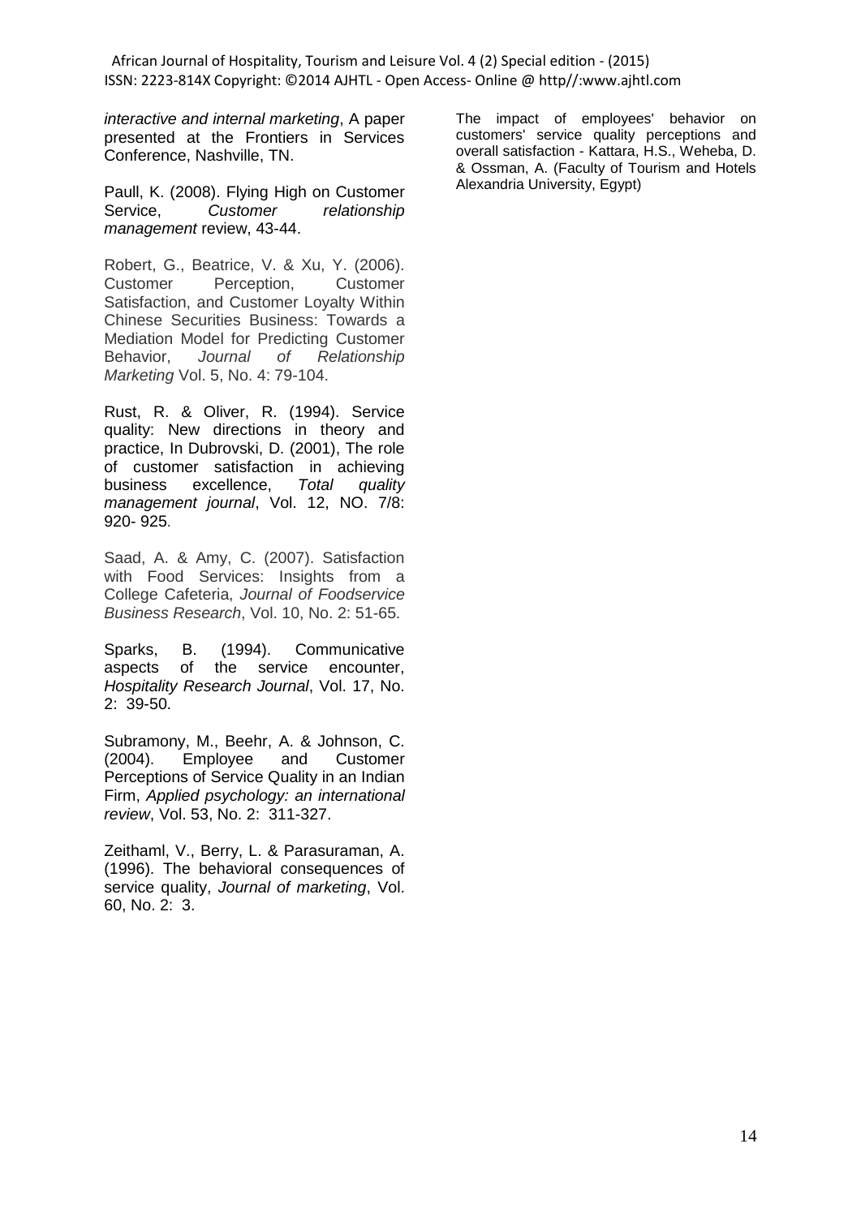*interactive and internal marketing*, A paper presented at the Frontiers in Services Conference, Nashville, TN.

Paull, K. (2008). Flying High on Customer Service, *Customer relationship management* review, 43-44.

Robert, G., Beatrice, V. & Xu, Y. (2006). Customer Perception, Customer Satisfaction, and Customer Loyalty Within Chinese Securities Business: Towards a Mediation Model for Predicting Customer Behavior, *Journal of Relationship Marketing* Vol. 5, No. 4: 79-104.

Rust, R. & Oliver, R. (1994). Service quality: New directions in theory and practice, In Dubrovski, D. (2001), The role of customer satisfaction in achieving business excellence, *Total quality management journal*, Vol. 12, NO. 7/8: 920- 925.

Saad, A. & Amy, C. (2007). Satisfaction with Food Services: Insights from a College Cafeteria, *Journal of Foodservice Business Research*, Vol. 10, No. 2: 51-65.

Sparks, B. (1994). Communicative aspects of the service encounter, *Hospitality Research Journal*, Vol. 17, No. 2: 39-50.

Subramony, M., Beehr, A. & Johnson, C. (2004). Employee and Customer Perceptions of Service Quality in an Indian Firm, *Applied psychology: an international review*, Vol. 53, No. 2: 311-327.

Zeithaml, V., Berry, L. & Parasuraman, A. (1996). The behavioral consequences of service quality, *Journal of marketing*, Vol. 60, No. 2: 3.

The impact of employees' behavior on customers' service quality perceptions and overall satisfaction - Kattara, H.S., Weheba, D. & Ossman, A. (Faculty of Tourism and Hotels Alexandria University, Egypt)